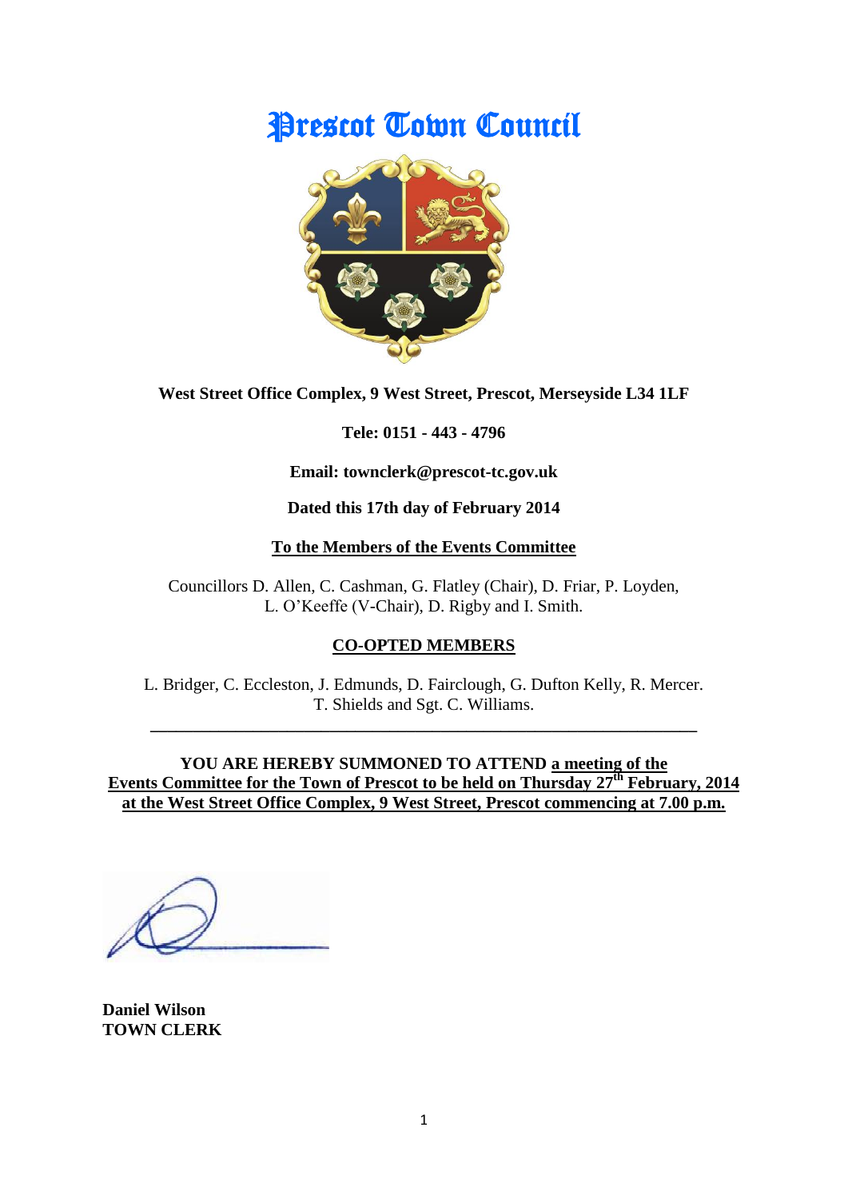# Prescot Town Council

**West Street Office Complex, 9 West Street, Prescot, Merseyside L34 1LF**

**Tele: 0151 - 443 - 4796**

**Email: townclerk@prescot-tc.gov.uk**

**Dated this 17th day of February 2014**

**To the Members of the Events Committee**

Councillors D. Allen, C. Cashman, G. Flatley (Chair), D. Friar, P. Loyden, L. O'Keeffe (V-Chair), D. Rigby and I. Smith.

**CO-OPTED MEMBERS**

L. Bridger, C. Eccleston, J. Edmunds, D. Fairclough, G. Dufton Kelly, R. Mercer. T. Shields and Sgt. C. Williams.

---

**YOU ARE HEREBY SUMMONED TO ATTEND a meeting of the Events Committee for the Town of Prescot to be held on Thursday 27th February, 2014 at the West Street Office Complex, 9 West Street, Prescot commencing at 7.00 p.m.**

**Daniel Wilson**
**TOWN CLERK**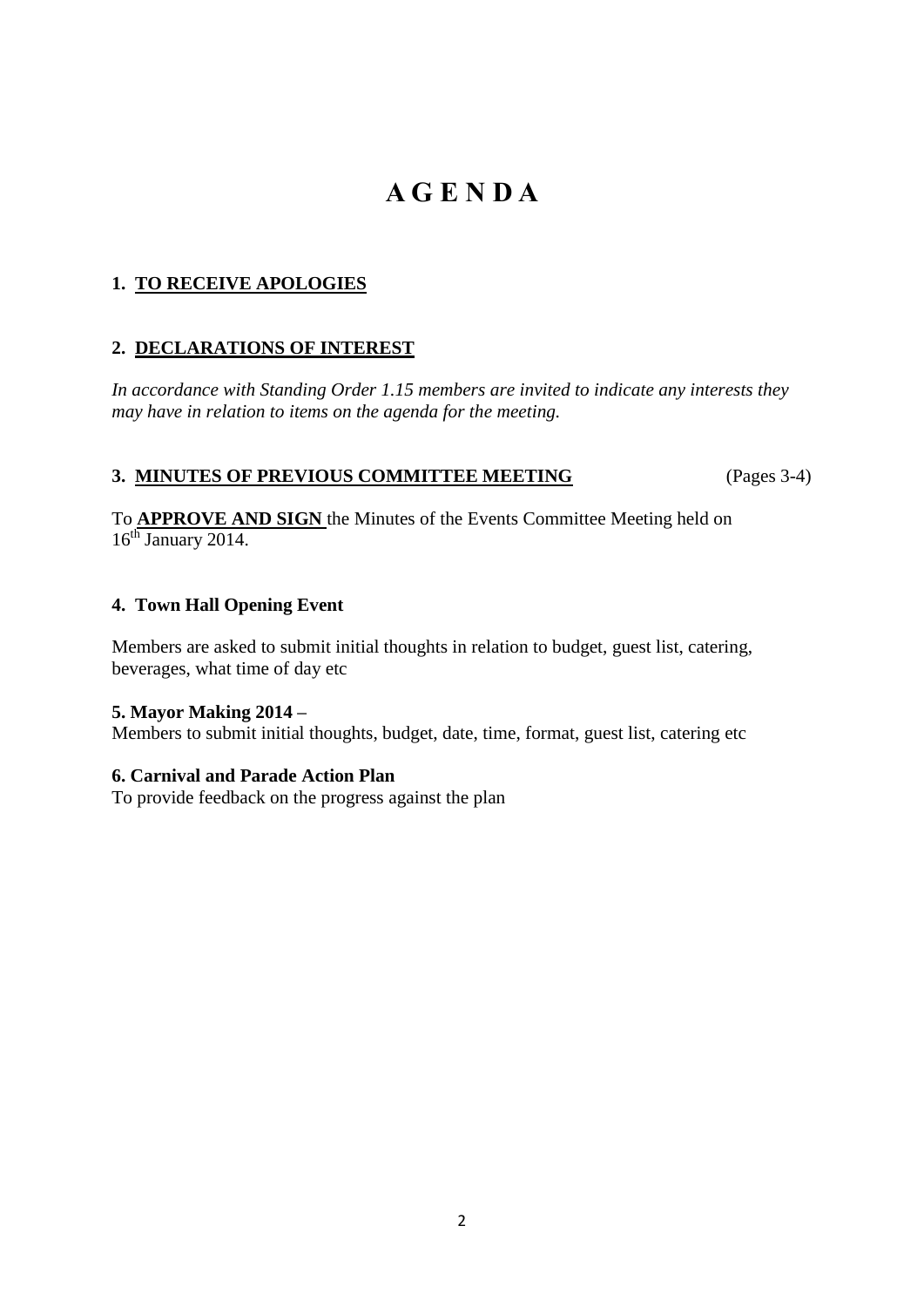# A G E N D A

## 1. TO RECEIVE APOLOGIES

## 2. DECLARATIONS OF INTEREST

*In accordance with Standing Order 1.15 members are invited to indicate any interests they may have in relation to items on the agenda for the meeting.*

## 3. MINUTES OF PREVIOUS COMMITTEE MEETING (Pages 3-4)

To **APPROVE AND SIGN** the Minutes of the Events Committee Meeting held on 16th January 2014.

## 4. Town Hall Opening Event

Members are asked to submit initial thoughts in relation to budget, guest list, catering, beverages, what time of day etc

## 5. Mayor Making 2014 –

Members to submit initial thoughts, budget, date, time, format, guest list, catering etc

## 6. Carnival and Parade Action Plan

To provide feedback on the progress against the plan